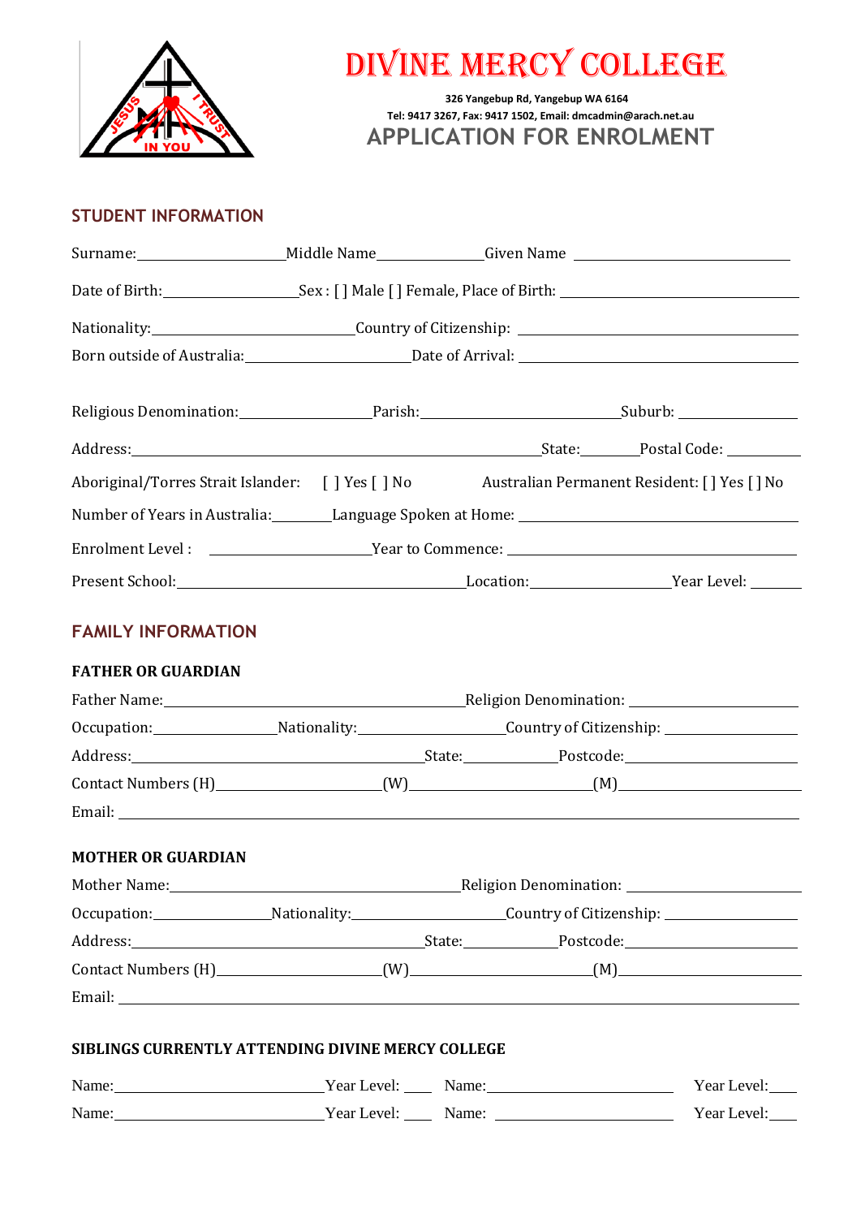# DIVINE MERCY COLLEGE

326 Yangebup Rd, Yangebup WA 6164

Tel: 9417 3267, Fax: 9417 1502, Email: dmcadmin@arach.net.au

## APPLICATION FOR ENROLMENT

## STUDENT INFORMATION

Surname:____________________Middle Name______________Given Name ______________________________

Date of Birth:__________________Sex : [ ] Male [ ] Female, Place of Birth: ______________________________

Nationality:____________________________Country of Citizenship: ______________________________

Born outside of Australia:______________________Date of Arrival: ______________________________

Religious Denomination:__________________Parish:__________________________Suburb: ________________

Address:________________________________________________________State:________Postal Code: __________

Aboriginal/Torres Strait Islander: [ ] Yes [ ] No Australian Permanent Resident: [ ] Yes [ ] No

Number of Years in Australia:________Language Spoken at Home: ______________________________

Enrolment Level : ______________________Year to Commence: ______________________________

Present School:________________________________________Location:___________________Year Level: _______

## FAMILY INFORMATION

### FATHER OR GUARDIAN

Father Name:__________________________________________Religion Denomination: ______________________

Occupation:________________Nationality:____________________Country of Citizenship: __________________

Address:________________________________________State:____________Postcode:________________________

Contact Numbers (H)______________________(W)________________________(M)__________________________

Email: ______________________________________________________________________________________

### MOTHER OR GUARDIAN

Mother Name:________________________________________Religion Denomination: ______________________

Occupation:_______________Nationality:_____________________Country of Citizenship: __________________

Address:________________________________________State:____________Postcode:________________________

Contact Numbers (H)______________________(W)________________________(M)__________________________

Email: ______________________________________________________________________________________

### SIBLINGS CURRENTLY ATTENDING DIVINE MERCY COLLEGE

Name:____________________________Year Level: ____ Name:_________________________ Year Level:____

Name:____________________________Year Level: ____ Name: _________________________ Year Level:____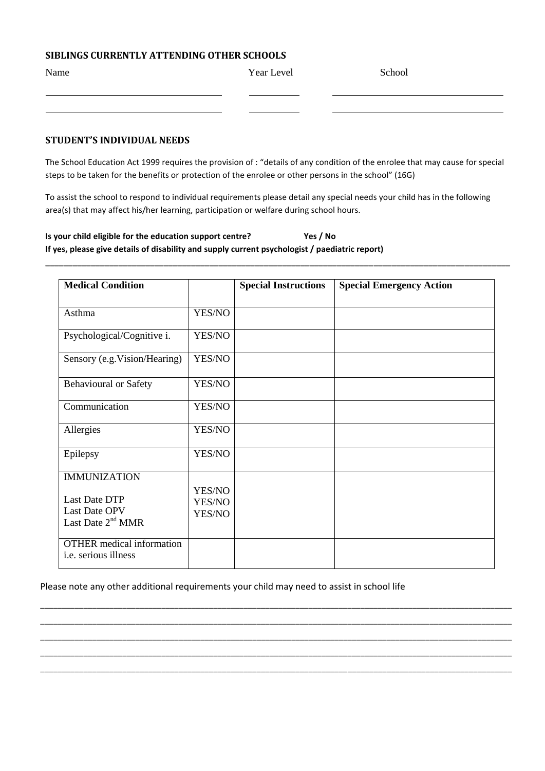### SIBLINGS CURRENTLY ATTENDING OTHER SCHOOLS

| Name | Year Level | School |
|---|---|---|
| | | |
| | | |

### STUDENT'S INDIVIDUAL NEEDS

The School Education Act 1999 requires the provision of : "details of any condition of the enrolee that may cause for special steps to be taken for the benefits or protection of the enrolee or other persons in the school" (16G)

To assist the school to respond to individual requirements please detail any special needs your child has in the following area(s) that may affect his/her learning, participation or welfare during school hours.

**Is your child eligible for the education support centre? Yes / No**
**If yes, please give details of disability and supply current psychologist / paediatric report)**

\_\_\_\_\_\_\_\_\_\_\_\_\_\_\_\_\_\_\_\_\_\_\_\_\_\_\_\_\_\_\_\_\_\_\_\_\_\_\_\_\_\_\_\_\_\_\_\_\_\_\_\_\_\_\_\_\_\_\_\_\_\_\_\_\_\_\_\_\_\_\_\_\_\_\_\_\_\_\_\_\_\_

| Medical Condition | | Special Instructions | Special Emergency Action |
|---|---|---|---|
| Asthma | YES/NO | | |
| Psychological/Cognitive i. | YES/NO | | |
| Sensory (e.g.Vision/Hearing) | YES/NO | | |
| Behavioural or Safety | YES/NO | | |
| Communication | YES/NO | | |
| Allergies | YES/NO | | |
| Epilepsy | YES/NO | | |
| IMMUNIZATION<br>Last Date DTP<br>Last Date OPV<br>Last Date 2nd MMR | <br>YES/NO<br>YES/NO<br>YES/NO | | |
| OTHER medical information i.e. serious illness | | | |

Please note any other additional requirements your child may need to assist in school life

\_\_\_\_\_\_\_\_\_\_\_\_\_\_\_\_\_\_\_\_\_\_\_\_\_\_\_\_\_\_\_\_\_\_\_\_\_\_\_\_\_\_\_\_\_\_\_\_\_\_\_\_\_\_\_\_\_\_\_\_\_\_\_\_\_\_\_\_\_\_\_\_\_\_\_\_\_\_\_\_\_\_

\_\_\_\_\_\_\_\_\_\_\_\_\_\_\_\_\_\_\_\_\_\_\_\_\_\_\_\_\_\_\_\_\_\_\_\_\_\_\_\_\_\_\_\_\_\_\_\_\_\_\_\_\_\_\_\_\_\_\_\_\_\_\_\_\_\_\_\_\_\_\_\_\_\_\_\_\_\_\_\_\_\_

\_\_\_\_\_\_\_\_\_\_\_\_\_\_\_\_\_\_\_\_\_\_\_\_\_\_\_\_\_\_\_\_\_\_\_\_\_\_\_\_\_\_\_\_\_\_\_\_\_\_\_\_\_\_\_\_\_\_\_\_\_\_\_\_\_\_\_\_\_\_\_\_\_\_\_\_\_\_\_\_\_\_

\_\_\_\_\_\_\_\_\_\_\_\_\_\_\_\_\_\_\_\_\_\_\_\_\_\_\_\_\_\_\_\_\_\_\_\_\_\_\_\_\_\_\_\_\_\_\_\_\_\_\_\_\_\_\_\_\_\_\_\_\_\_\_\_\_\_\_\_\_\_\_\_\_\_\_\_\_\_\_\_\_\_

\_\_\_\_\_\_\_\_\_\_\_\_\_\_\_\_\_\_\_\_\_\_\_\_\_\_\_\_\_\_\_\_\_\_\_\_\_\_\_\_\_\_\_\_\_\_\_\_\_\_\_\_\_\_\_\_\_\_\_\_\_\_\_\_\_\_\_\_\_\_\_\_\_\_\_\_\_\_\_\_\_\_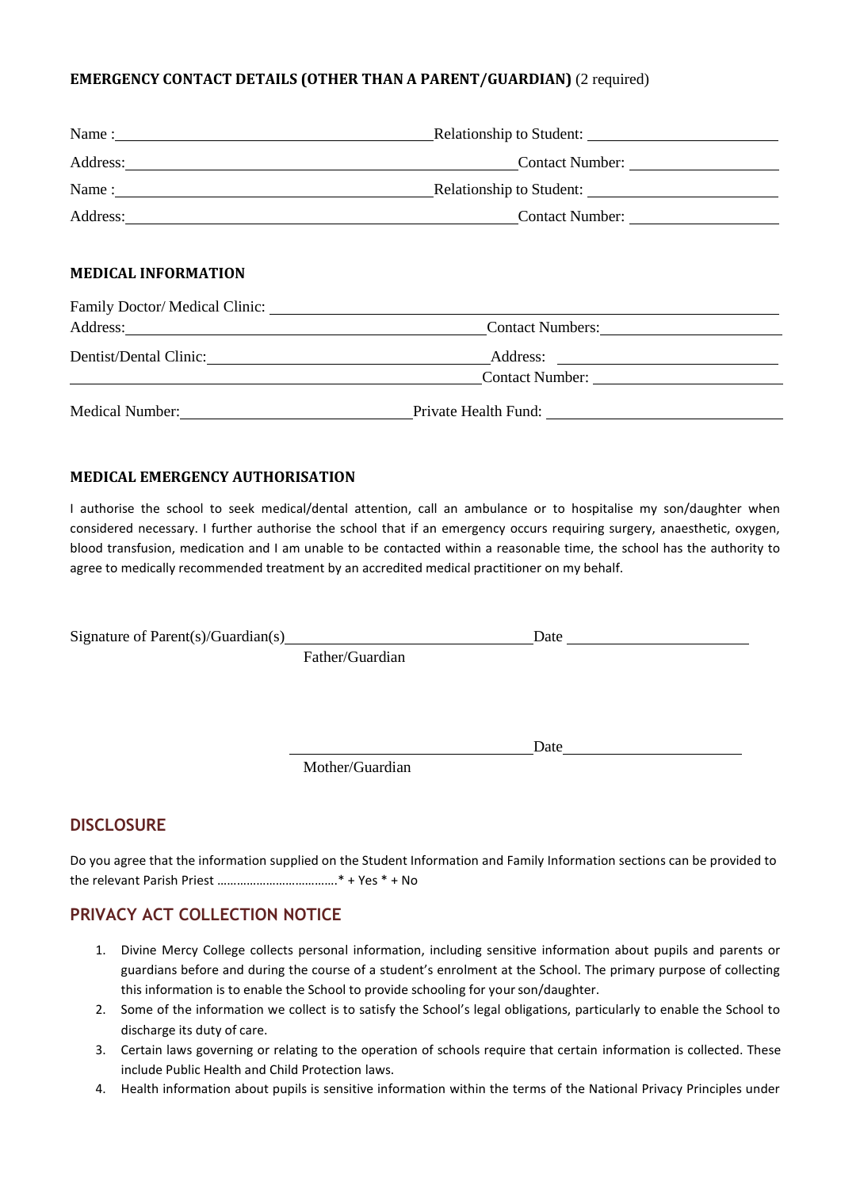**EMERGENCY CONTACT DETAILS (OTHER THAN A PARENT/GUARDIAN)** (2 required)

Name : \_\_\_\_\_\_\_\_\_\_\_\_\_\_\_\_\_\_\_\_\_\_\_\_ Relationship to Student: \_\_\_\_\_\_\_\_\_\_\_\_\_\_\_\_\_\_\_\_

Address: \_\_\_\_\_\_\_\_\_\_\_\_\_\_\_\_\_\_\_\_\_\_\_\_\_\_\_\_ Contact Number: \_\_\_\_\_\_\_\_\_\_\_\_\_\_\_\_

Name : \_\_\_\_\_\_\_\_\_\_\_\_\_\_\_\_\_\_\_\_\_\_\_\_ Relationship to Student: \_\_\_\_\_\_\_\_\_\_\_\_\_\_\_\_\_\_\_\_

Address: \_\_\_\_\_\_\_\_\_\_\_\_\_\_\_\_\_\_\_\_\_\_\_\_\_\_\_\_ Contact Number: \_\_\_\_\_\_\_\_\_\_\_\_\_\_\_\_

**MEDICAL INFORMATION**

Family Doctor/ Medical Clinic: \_\_\_\_\_\_\_\_\_\_\_\_\_\_\_\_\_\_\_\_\_\_\_\_\_\_\_\_\_\_\_\_\_\_\_\_\_\_\_\_

Address: \_\_\_\_\_\_\_\_\_\_\_\_\_\_\_\_\_\_\_\_\_\_\_\_\_\_\_\_ Contact Numbers: \_\_\_\_\_\_\_\_\_\_\_\_\_\_\_\_

Dentist/Dental Clinic: \_\_\_\_\_\_\_\_\_\_\_\_\_\_\_\_\_\_\_\_\_\_\_\_ Address: \_\_\_\_\_\_\_\_\_\_\_\_\_\_\_\_\_\_\_\_

\_\_\_\_\_\_\_\_\_\_\_\_\_\_\_\_\_\_\_\_\_\_\_\_\_\_\_\_\_\_\_\_\_\_ Contact Number: \_\_\_\_\_\_\_\_\_\_\_\_\_\_\_\_

Medical Number: \_\_\_\_\_\_\_\_\_\_\_\_\_\_\_\_\_\_\_\_ Private Health Fund: \_\_\_\_\_\_\_\_\_\_\_\_\_\_\_\_\_\_\_\_

**MEDICAL EMERGENCY AUTHORISATION**

I authorise the school to seek medical/dental attention, call an ambulance or to hospitalise my son/daughter when considered necessary. I further authorise the school that if an emergency occurs requiring surgery, anaesthetic, oxygen, blood transfusion, medication and I am unable to be contacted within a reasonable time, the school has the authority to agree to medically recommended treatment by an accredited medical practitioner on my behalf.

Signature of Parent(s)/Guardian(s) \_\_\_\_\_\_\_\_\_\_\_\_\_\_\_\_\_\_\_\_\_\_\_\_ Date \_\_\_\_\_\_\_\_\_\_\_\_\_\_\_\_\_\_\_\_

Father/Guardian

\_\_\_\_\_\_\_\_\_\_\_\_\_\_\_\_\_\_\_\_\_\_\_\_ Date \_\_\_\_\_\_\_\_\_\_\_\_\_\_\_\_\_\_\_\_

Mother/Guardian

## DISCLOSURE

Do you agree that the information supplied on the Student Information and Family Information sections can be provided to the relevant Parish Priest ……………………………….* + Yes * + No

## PRIVACY ACT COLLECTION NOTICE

1. Divine Mercy College collects personal information, including sensitive information about pupils and parents or guardians before and during the course of a student's enrolment at the School. The primary purpose of collecting this information is to enable the School to provide schooling for your son/daughter.
2. Some of the information we collect is to satisfy the School's legal obligations, particularly to enable the School to discharge its duty of care.
3. Certain laws governing or relating to the operation of schools require that certain information is collected. These include Public Health and Child Protection laws.
4. Health information about pupils is sensitive information within the terms of the National Privacy Principles under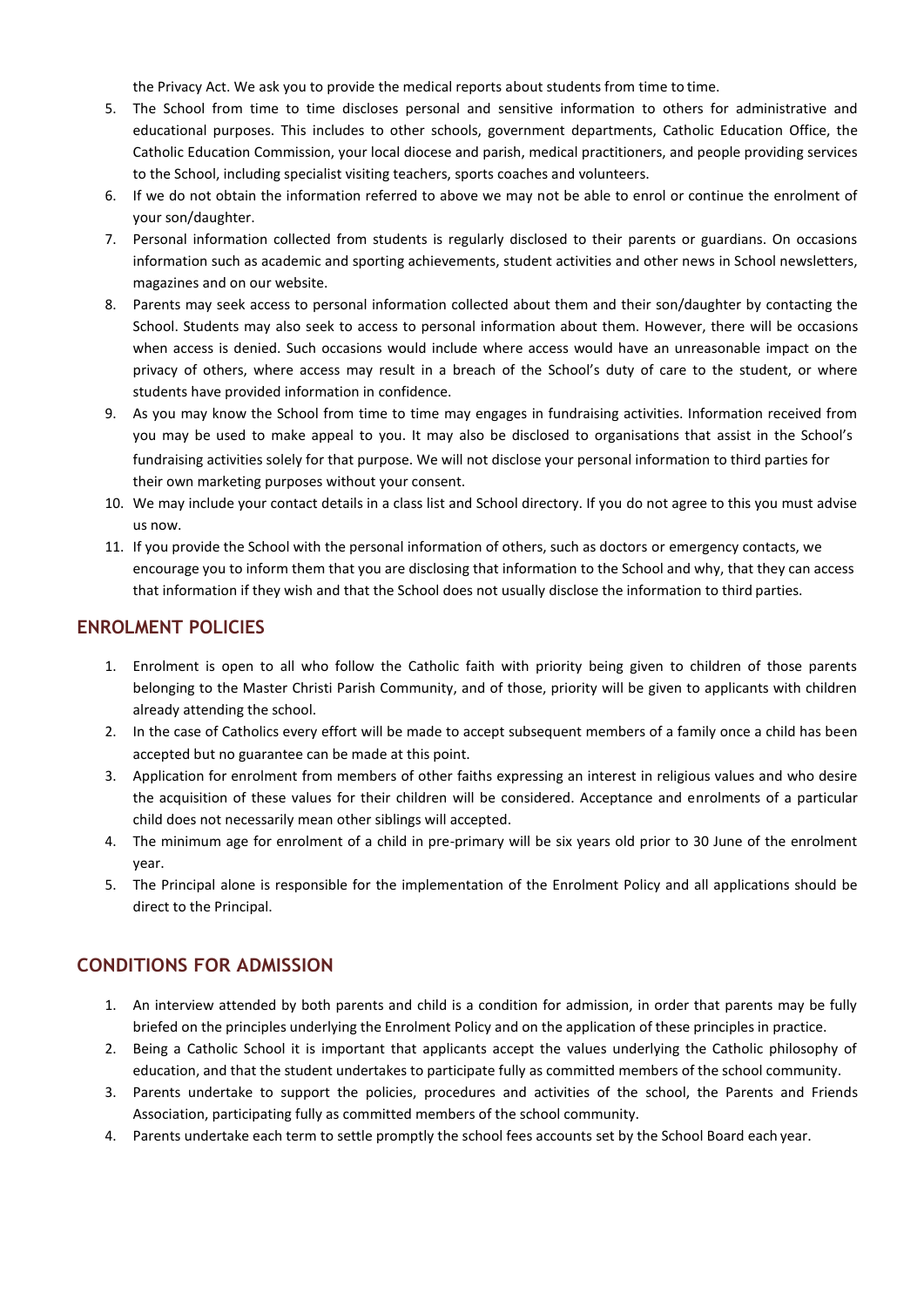the Privacy Act. We ask you to provide the medical reports about students from time to time.

5. The School from time to time discloses personal and sensitive information to others for administrative and educational purposes. This includes to other schools, government departments, Catholic Education Office, the Catholic Education Commission, your local diocese and parish, medical practitioners, and people providing services to the School, including specialist visiting teachers, sports coaches and volunteers.
6. If we do not obtain the information referred to above we may not be able to enrol or continue the enrolment of your son/daughter.
7. Personal information collected from students is regularly disclosed to their parents or guardians. On occasions information such as academic and sporting achievements, student activities and other news in School newsletters, magazines and on our website.
8. Parents may seek access to personal information collected about them and their son/daughter by contacting the School. Students may also seek to access to personal information about them. However, there will be occasions when access is denied. Such occasions would include where access would have an unreasonable impact on the privacy of others, where access may result in a breach of the School's duty of care to the student, or where students have provided information in confidence.
9. As you may know the School from time to time may engages in fundraising activities. Information received from you may be used to make appeal to you. It may also be disclosed to organisations that assist in the School's fundraising activities solely for that purpose. We will not disclose your personal information to third parties for their own marketing purposes without your consent.
10. We may include your contact details in a class list and School directory. If you do not agree to this you must advise us now.
11. If you provide the School with the personal information of others, such as doctors or emergency contacts, we encourage you to inform them that you are disclosing that information to the School and why, that they can access that information if they wish and that the School does not usually disclose the information to third parties.

## ENROLMENT POLICIES

1. Enrolment is open to all who follow the Catholic faith with priority being given to children of those parents belonging to the Master Christi Parish Community, and of those, priority will be given to applicants with children already attending the school.
2. In the case of Catholics every effort will be made to accept subsequent members of a family once a child has been accepted but no guarantee can be made at this point.
3. Application for enrolment from members of other faiths expressing an interest in religious values and who desire the acquisition of these values for their children will be considered. Acceptance and enrolments of a particular child does not necessarily mean other siblings will accepted.
4. The minimum age for enrolment of a child in pre-primary will be six years old prior to 30 June of the enrolment year.
5. The Principal alone is responsible for the implementation of the Enrolment Policy and all applications should be direct to the Principal.

## CONDITIONS FOR ADMISSION

1. An interview attended by both parents and child is a condition for admission, in order that parents may be fully briefed on the principles underlying the Enrolment Policy and on the application of these principles in practice.
2. Being a Catholic School it is important that applicants accept the values underlying the Catholic philosophy of education, and that the student undertakes to participate fully as committed members of the school community.
3. Parents undertake to support the policies, procedures and activities of the school, the Parents and Friends Association, participating fully as committed members of the school community.
4. Parents undertake each term to settle promptly the school fees accounts set by the School Board each year.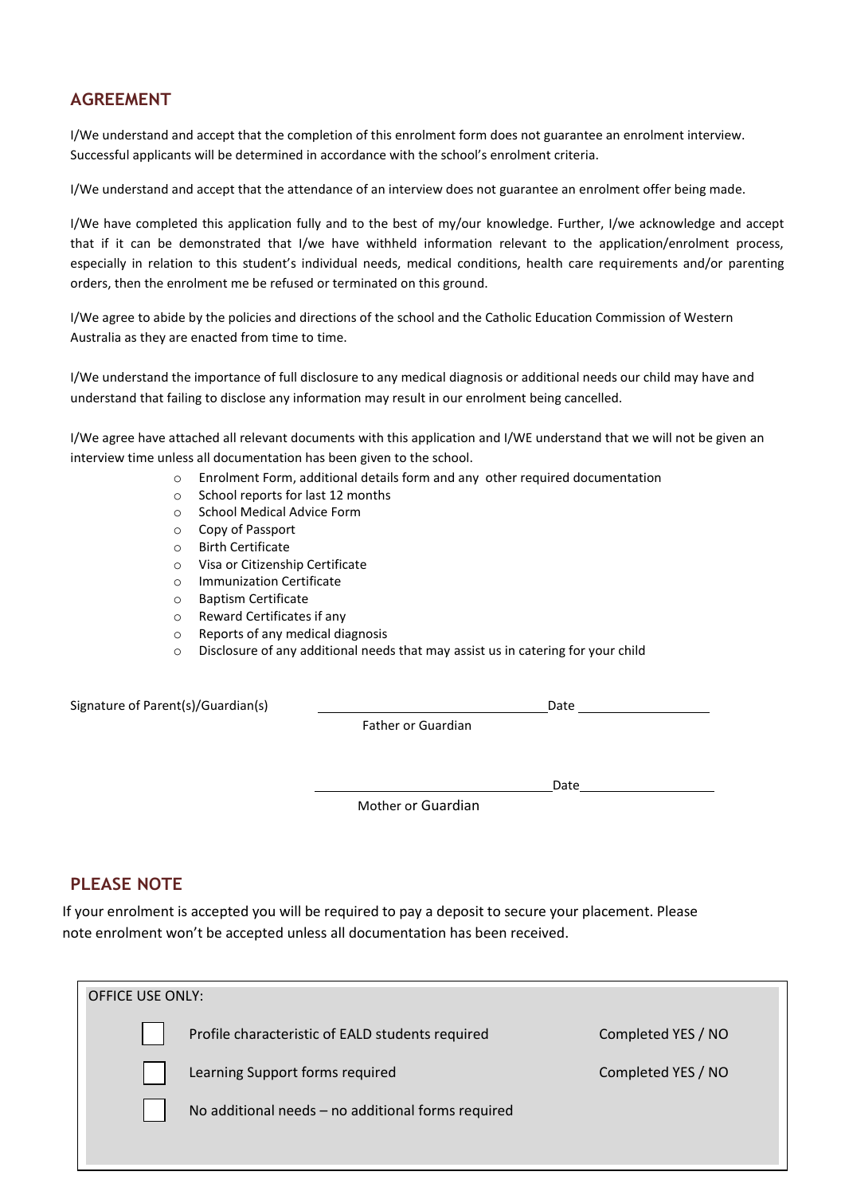## AGREEMENT

I/We understand and accept that the completion of this enrolment form does not guarantee an enrolment interview. Successful applicants will be determined in accordance with the school's enrolment criteria.

I/We understand and accept that the attendance of an interview does not guarantee an enrolment offer being made.

I/We have completed this application fully and to the best of my/our knowledge. Further, I/we acknowledge and accept that if it can be demonstrated that I/we have withheld information relevant to the application/enrolment process, especially in relation to this student's individual needs, medical conditions, health care requirements and/or parenting orders, then the enrolment me be refused or terminated on this ground.

I/We agree to abide by the policies and directions of the school and the Catholic Education Commission of Western Australia as they are enacted from time to time.

I/We understand the importance of full disclosure to any medical diagnosis or additional needs our child may have and understand that failing to disclose any information may result in our enrolment being cancelled.

I/We agree have attached all relevant documents with this application and I/WE understand that we will not be given an interview time unless all documentation has been given to the school.

- Enrolment Form, additional details form and any other required documentation
- School reports for last 12 months
- School Medical Advice Form
- Copy of Passport
- Birth Certificate
- Visa or Citizenship Certificate
- Immunization Certificate
- Baptism Certificate
- Reward Certificates if any
- Reports of any medical diagnosis
- Disclosure of any additional needs that may assist us in catering for your child

Signature of Parent(s)/Guardian(s) \_\_\_\_\_\_\_\_\_\_\_\_\_\_\_\_\_\_\_\_\_\_\_\_\_\_\_\_ Date \_\_\_\_\_\_\_\_\_\_\_\_\_\_\_\_

Father or Guardian

\_\_\_\_\_\_\_\_\_\_\_\_\_\_\_\_\_\_\_\_\_\_\_\_\_\_\_\_ Date \_\_\_\_\_\_\_\_\_\_\_\_\_\_\_\_

Mother or Guardian

## PLEASE NOTE

If your enrolment is accepted you will be required to pay a deposit to secure your placement. Please note enrolment won't be accepted unless all documentation has been received.

OFFICE USE ONLY:

| | | |
|---|---|---|
| ☐ | Profile characteristic of EALD students required | Completed YES / NO |
| ☐ | Learning Support forms required | Completed YES / NO |
| ☐ | No additional needs – no additional forms required | |